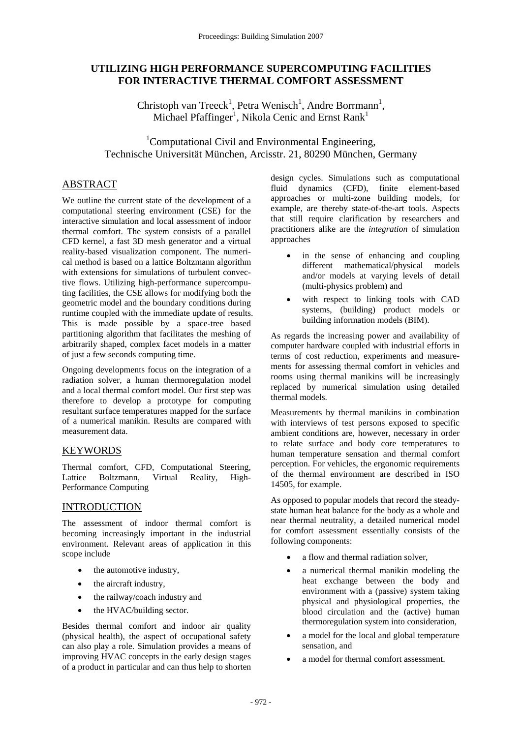# UTILIZING HIGH PERFORMANCE SUPERCOMPUTING FACILITIES FOR INTERACTIVE THERMAL COMFORT ASSESSMENT

Christoph van Treeck[1], Petra Wenisch[1], Andre Borrmann[1], Michael Pfaffinger[1], Nikola Cenic and Ernst Rank[1]

[1]Computational Civil and Environmental Engineering, Technische Universität München, Arcisstr. 21, 80290 München, Germany

## ABSTRACT

We outline the current state of the development of a computational steering environment (CSE) for the interactive simulation and local assessment of indoor thermal comfort. The system consists of a parallel CFD kernel, a fast 3D mesh generator and a virtual reality-based visualization component. The numerical method is based on a lattice Boltzmann algorithm with extensions for simulations of turbulent convective flows. Utilizing high-performance supercomputing facilities, the CSE allows for modifying both the geometric model and the boundary conditions during runtime coupled with the immediate update of results. This is made possible by a space-tree based partitioning algorithm that facilitates the meshing of arbitrarily shaped, complex facet models in a matter of just a few seconds computing time.

Ongoing developments focus on the integration of a radiation solver, a human thermoregulation model and a local thermal comfort model. Our first step was therefore to develop a prototype for computing resultant surface temperatures mapped for the surface of a numerical manikin. Results are compared with measurement data.

## KEYWORDS

Thermal comfort, CFD, Computational Steering, Lattice Boltzmann, Virtual Reality, High-Performance Computing

## INTRODUCTION

The assessment of indoor thermal comfort is becoming increasingly important in the industrial environment. Relevant areas of application in this scope include

- the automotive industry,
- the aircraft industry,
- the railway/coach industry and
- the HVAC/building sector.

Besides thermal comfort and indoor air quality (physical health), the aspect of occupational safety can also play a role. Simulation provides a means of improving HVAC concepts in the early design stages of a product in particular and can thus help to shorten design cycles. Simulations such as computational fluid dynamics (CFD), finite element-based approaches or multi-zone building models, for example, are thereby state-of-the-art tools. Aspects that still require clarification by researchers and practitioners alike are the *integration* of simulation approaches

- in the sense of enhancing and coupling different mathematical/physical models and/or models at varying levels of detail (multi-physics problem) and
- with respect to linking tools with CAD systems, (building) product models or building information models (BIM).

As regards the increasing power and availability of computer hardware coupled with industrial efforts in terms of cost reduction, experiments and measurements for assessing thermal comfort in vehicles and rooms using thermal manikins will be increasingly replaced by numerical simulation using detailed thermal models.

Measurements by thermal manikins in combination with interviews of test persons exposed to specific ambient conditions are, however, necessary in order to relate surface and body core temperatures to human temperature sensation and thermal comfort perception. For vehicles, the ergonomic requirements of the thermal environment are described in ISO 14505, for example.

As opposed to popular models that record the steady-state human heat balance for the body as a whole and near thermal neutrality, a detailed numerical model for comfort assessment essentially consists of the following components:

- a flow and thermal radiation solver,
- a numerical thermal manikin modeling the heat exchange between the body and environment with a (passive) system taking physical and physiological properties, the blood circulation and the (active) human thermoregulation system into consideration,
- a model for the local and global temperature sensation, and
- a model for thermal comfort assessment.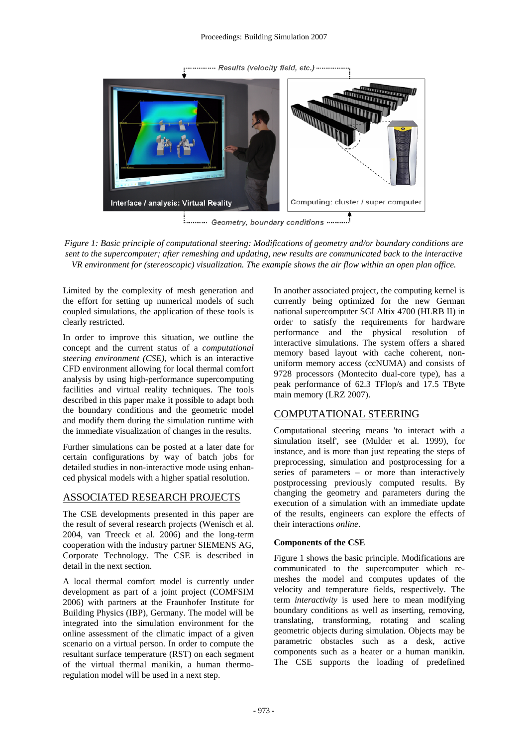Figure 1: Basic principle of computational steering: Modifications of geometry and/or boundary conditions are sent to the supercomputer; after remeshing and updating, new results are communicated back to the interactive VR environment for (stereoscopic) visualization. The example shows the air flow within an open plan office.

Limited by the complexity of mesh generation and the effort for setting up numerical models of such coupled simulations, the application of these tools is clearly restricted.

In order to improve this situation, we outline the concept and the current status of a *computational steering environment (CSE)*, which is an interactive CFD environment allowing for local thermal comfort analysis by using high-performance supercomputing facilities and virtual reality techniques. The tools described in this paper make it possible to adapt both the boundary conditions and the geometric model and modify them during the simulation runtime with the immediate visualization of changes in the results.

Further simulations can be posted at a later date for certain configurations by way of batch jobs for detailed studies in non-interactive mode using enhanced physical models with a higher spatial resolution.

## ASSOCIATED RESEARCH PROJECTS

The CSE developments presented in this paper are the result of several research projects (Wenisch et al. 2004, van Treeck et al. 2006) and the long-term cooperation with the industry partner SIEMENS AG, Corporate Technology. The CSE is described in detail in the next section.

A local thermal comfort model is currently under development as part of a joint project (COMFSIM 2006) with partners at the Fraunhofer Institute for Building Physics (IBP), Germany. The model will be integrated into the simulation environment for the online assessment of the climatic impact of a given scenario on a virtual person. In order to compute the resultant surface temperature (RST) on each segment of the virtual thermal manikin, a human thermo-regulation model will be used in a next step.

In another associated project, the computing kernel is currently being optimized for the new German national supercomputer SGI Altix 4700 (HLRB II) in order to satisfy the requirements for hardware performance and the physical resolution of interactive simulations. The system offers a shared memory based layout with cache coherent, non-uniform memory access (ccNUMA) and consists of 9728 processors (Montecito dual-core type), has a peak performance of 62.3 TFlop/s and 17.5 TByte main memory (LRZ 2007).

## COMPUTATIONAL STEERING

Computational steering means 'to interact with a simulation itself', see (Mulder et al. 1999), for instance, and is more than just repeating the steps of preprocessing, simulation and postprocessing for a series of parameters – or more than interactively postprocessing previously computed results. By changing the geometry and parameters during the execution of a simulation with an immediate update of the results, engineers can explore the effects of their interactions *online*.

### Components of the CSE

Figure 1 shows the basic principle. Modifications are communicated to the supercomputer which re-meshes the model and computes updates of the velocity and temperature fields, respectively. The term *interactivity* is used here to mean modifying boundary conditions as well as inserting, removing, translating, transforming, rotating and scaling geometric objects during simulation. Objects may be parametric obstacles such as a desk, active components such as a heater or a human manikin. The CSE supports the loading of predefined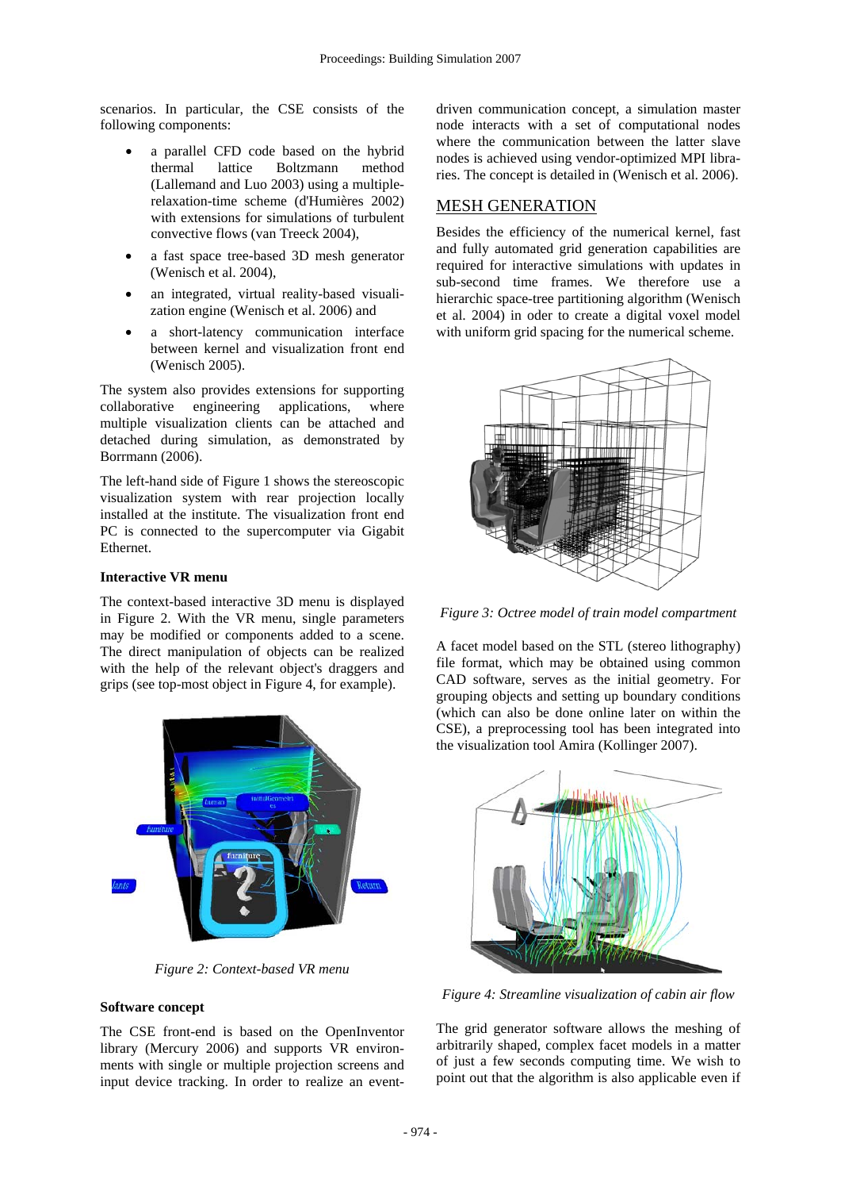scenarios. In particular, the CSE consists of the following components:

- a parallel CFD code based on the hybrid thermal lattice Boltzmann method (Lallemand and Luo 2003) using a multiple-relaxation-time scheme (d'Humières 2002) with extensions for simulations of turbulent convective flows (van Treeck 2004),
- a fast space tree-based 3D mesh generator (Wenisch et al. 2004),
- an integrated, virtual reality-based visualization engine (Wenisch et al. 2006) and
- a short-latency communication interface between kernel and visualization front end (Wenisch 2005).

The system also provides extensions for supporting collaborative engineering applications, where multiple visualization clients can be attached and detached during simulation, as demonstrated by Borrmann (2006).

The left-hand side of Figure 1 shows the stereoscopic visualization system with rear projection locally installed at the institute. The visualization front end PC is connected to the supercomputer via Gigabit Ethernet.

### Interactive VR menu

The context-based interactive 3D menu is displayed in Figure 2. With the VR menu, single parameters may be modified or components added to a scene. The direct manipulation of objects can be realized with the help of the relevant object's draggers and grips (see top-most object in Figure 4, for example).

*Figure 2: Context-based VR menu*

### Software concept

The CSE front-end is based on the OpenInventor library (Mercury 2006) and supports VR environments with single or multiple projection screens and input device tracking. In order to realize an event-driven communication concept, a simulation master node interacts with a set of computational nodes where the communication between the latter slave nodes is achieved using vendor-optimized MPI libraries. The concept is detailed in (Wenisch et al. 2006).

## MESH GENERATION

Besides the efficiency of the numerical kernel, fast and fully automated grid generation capabilities are required for interactive simulations with updates in sub-second time frames. We therefore use a hierarchic space-tree partitioning algorithm (Wenisch et al. 2004) in oder to create a digital voxel model with uniform grid spacing for the numerical scheme.

*Figure 3: Octree model of train model compartment*

A facet model based on the STL (stereo lithography) file format, which may be obtained using common CAD software, serves as the initial geometry. For grouping objects and setting up boundary conditions (which can also be done online later on within the CSE), a preprocessing tool has been integrated into the visualization tool Amira (Kollinger 2007).

*Figure 4: Streamline visualization of cabin air flow*

The grid generator software allows the meshing of arbitrarily shaped, complex facet models in a matter of just a few seconds computing time. We wish to point out that the algorithm is also applicable even if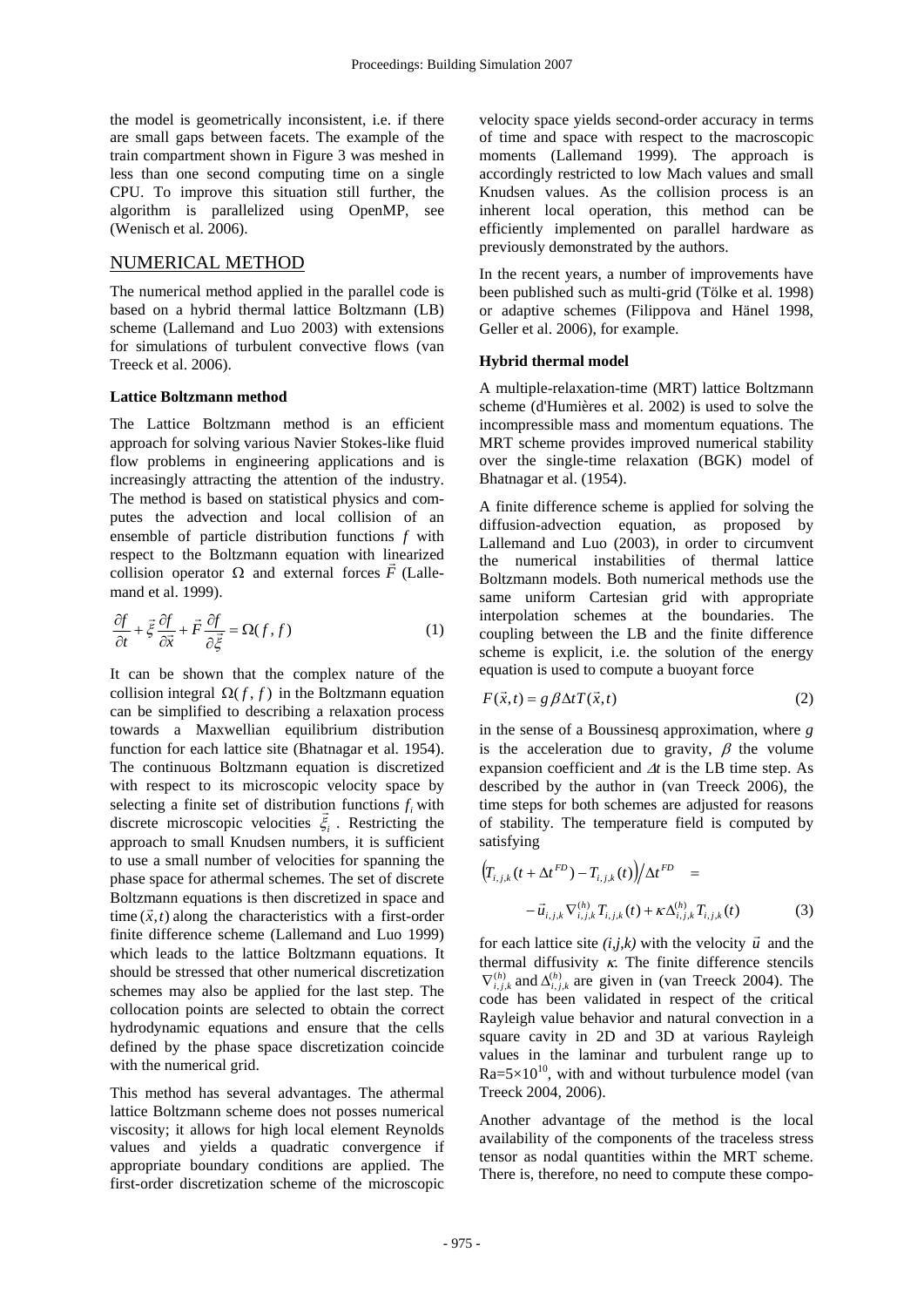the model is geometrically inconsistent, i.e. if there are small gaps between facets. The example of the train compartment shown in Figure 3 was meshed in less than one second computing time on a single CPU. To improve this situation still further, the algorithm is parallelized using OpenMP, see (Wenisch et al. 2006).

## NUMERICAL METHOD

The numerical method applied in the parallel code is based on a hybrid thermal lattice Boltzmann (LB) scheme (Lallemand and Luo 2003) with extensions for simulations of turbulent convective flows (van Treeck et al. 2006).

### Lattice Boltzmann method

The Lattice Boltzmann method is an efficient approach for solving various Navier Stokes-like fluid flow problems in engineering applications and is increasingly attracting the attention of the industry. The method is based on statistical physics and computes the advection and local collision of an ensemble of particle distribution functions $f$ with respect to the Boltzmann equation with linearized collision operator $\Omega$ and external forces $\vec{F}$ (Lallemand et al. 1999).

$$\frac{\partial f}{\partial t} + \vec{\xi}\,\frac{\partial f}{\partial \vec{x}} + \vec{F}\,\frac{\partial f}{\partial \vec{\xi}} = \Omega(f, f) \qquad (1)$$

It can be shown that the complex nature of the collision integral $\Omega(f, f)$ in the Boltzmann equation can be simplified to describing a relaxation process towards a Maxwellian equilibrium distribution function for each lattice site (Bhatnagar et al. 1954). The continuous Boltzmann equation is discretized with respect to its microscopic velocity space by selecting a finite set of distribution functions $f_i$ with discrete microscopic velocities $\vec{\xi}_i$. Restricting the approach to small Knudsen numbers, it is sufficient to use a small number of velocities for spanning the phase space for athermal schemes. The set of discrete Boltzmann equations is then discretized in space and time $(\vec{x}, t)$ along the characteristics with a first-order finite difference scheme (Lallemand and Luo 1999) which leads to the lattice Boltzmann equations. It should be stressed that other numerical discretization schemes may also be applied for the last step. The collocation points are selected to obtain the correct hydrodynamic equations and ensure that the cells defined by the phase space discretization coincide with the numerical grid.

This method has several advantages. The athermal lattice Boltzmann scheme does not posses numerical viscosity; it allows for high local element Reynolds values and yields a quadratic convergence if appropriate boundary conditions are applied. The first-order discretization scheme of the microscopic velocity space yields second-order accuracy in terms of time and space with respect to the macroscopic moments (Lallemand 1999). The approach is accordingly restricted to low Mach values and small Knudsen values. As the collision process is an inherent local operation, this method can be efficiently implemented on parallel hardware as previously demonstrated by the authors.

In the recent years, a number of improvements have been published such as multi-grid (Tölke et al. 1998) or adaptive schemes (Filippova and Hänel 1998, Geller et al. 2006), for example.

### Hybrid thermal model

A multiple-relaxation-time (MRT) lattice Boltzmann scheme (d'Humières et al. 2002) is used to solve the incompressible mass and momentum equations. The MRT scheme provides improved numerical stability over the single-time relaxation (BGK) model of Bhatnagar et al. (1954).

A finite difference scheme is applied for solving the diffusion-advection equation, as proposed by Lallemand and Luo (2003), in order to circumvent the numerical instabilities of thermal lattice Boltzmann models. Both numerical methods use the same uniform Cartesian grid with appropriate interpolation schemes at the boundaries. The coupling between the LB and the finite difference scheme is explicit, i.e. the solution of the energy equation is used to compute a buoyant force

$$F(\vec{x}, t) = g\,\beta\,\Delta t\,T(\vec{x}, t) \qquad (2)$$

in the sense of a Boussinesq approximation, where $g$ is the acceleration due to gravity, $\beta$ the volume expansion coefficient and $\Delta t$ is the LB time step. As described by the author in (van Treeck 2006), the time steps for both schemes are adjusted for reasons of stability. The temperature field is computed by satisfying

$$\left(T_{i,j,k}(t + \Delta t^{FD}) - T_{i,j,k}(t)\right) / \Delta t^{FD} = - \vec{u}_{i,j,k}\,\nabla^{(h)}_{i,j,k} T_{i,j,k}(t) + \kappa \Delta^{(h)}_{i,j,k} T_{i,j,k}(t) \qquad (3)$$

for each lattice site $(i,j,k)$ with the velocity $\vec{u}$ and the thermal diffusivity $\kappa$. The finite difference stencils $\nabla^{(h)}_{i,j,k}$ and $\Delta^{(h)}_{i,j,k}$ are given in (van Treeck 2004). The code has been validated in respect of the critical Rayleigh value behavior and natural convection in a square cavity in 2D and 3D at various Rayleigh values in the laminar and turbulent range up to $Ra=5\times10^{10}$, with and without turbulence model (van Treeck 2004, 2006).

Another advantage of the method is the local availability of the components of the traceless stress tensor as nodal quantities within the MRT scheme. There is, therefore, no need to compute these compo-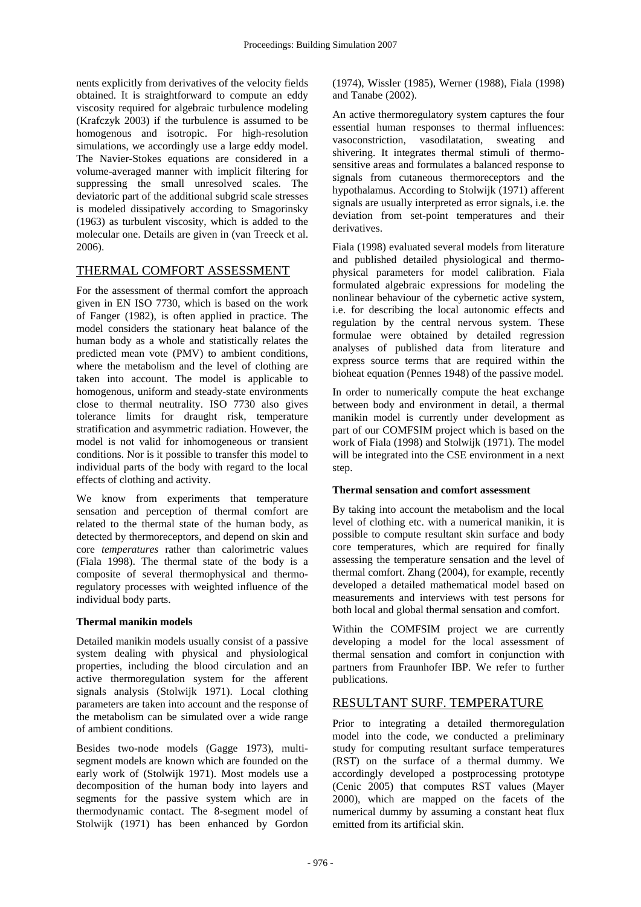nents explicitly from derivatives of the velocity fields obtained. It is straightforward to compute an eddy viscosity required for algebraic turbulence modeling (Krafczyk 2003) if the turbulence is assumed to be homogenous and isotropic. For high-resolution simulations, we accordingly use a large eddy model. The Navier-Stokes equations are considered in a volume-averaged manner with implicit filtering for suppressing the small unresolved scales. The deviatoric part of the additional subgrid scale stresses is modeled dissipatively according to Smagorinsky (1963) as turbulent viscosity, which is added to the molecular one. Details are given in (van Treeck et al. 2006).

## THERMAL COMFORT ASSESSMENT

For the assessment of thermal comfort the approach given in EN ISO 7730, which is based on the work of Fanger (1982), is often applied in practice. The model considers the stationary heat balance of the human body as a whole and statistically relates the predicted mean vote (PMV) to ambient conditions, where the metabolism and the level of clothing are taken into account. The model is applicable to homogenous, uniform and steady-state environments close to thermal neutrality. ISO 7730 also gives tolerance limits for draught risk, temperature stratification and asymmetric radiation. However, the model is not valid for inhomogeneous or transient conditions. Nor is it possible to transfer this model to individual parts of the body with regard to the local effects of clothing and activity.

We know from experiments that temperature sensation and perception of thermal comfort are related to the thermal state of the human body, as detected by thermoreceptors, and depend on skin and core *temperatures* rather than calorimetric values (Fiala 1998). The thermal state of the body is a composite of several thermophysical and thermoregulatory processes with weighted influence of the individual body parts.

### Thermal manikin models

Detailed manikin models usually consist of a passive system dealing with physical and physiological properties, including the blood circulation and an active thermoregulation system for the afferent signals analysis (Stolwijk 1971). Local clothing parameters are taken into account and the response of the metabolism can be simulated over a wide range of ambient conditions.

Besides two-node models (Gagge 1973), multi-segment models are known which are founded on the early work of (Stolwijk 1971). Most models use a decomposition of the human body into layers and segments for the passive system which are in thermodynamic contact. The 8-segment model of Stolwijk (1971) has been enhanced by Gordon (1974), Wissler (1985), Werner (1988), Fiala (1998) and Tanabe (2002).

An active thermoregulatory system captures the four essential human responses to thermal influences: vasoconstriction, vasodilatation, sweating and shivering. It integrates thermal stimuli of thermo-sensitive areas and formulates a balanced response to signals from cutaneous thermoreceptors and the hypothalamus. According to Stolwijk (1971) afferent signals are usually interpreted as error signals, i.e. the deviation from set-point temperatures and their derivatives.

Fiala (1998) evaluated several models from literature and published detailed physiological and thermo-physical parameters for model calibration. Fiala formulated algebraic expressions for modeling the nonlinear behaviour of the cybernetic active system, i.e. for describing the local autonomic effects and regulation by the central nervous system. These formulae were obtained by detailed regression analyses of published data from literature and express source terms that are required within the bioheat equation (Pennes 1948) of the passive model.

In order to numerically compute the heat exchange between body and environment in detail, a thermal manikin model is currently under development as part of our COMFSIM project which is based on the work of Fiala (1998) and Stolwijk (1971). The model will be integrated into the CSE environment in a next step.

### Thermal sensation and comfort assessment

By taking into account the metabolism and the local level of clothing etc. with a numerical manikin, it is possible to compute resultant skin surface and body core temperatures, which are required for finally assessing the temperature sensation and the level of thermal comfort. Zhang (2004), for example, recently developed a detailed mathematical model based on measurements and interviews with test persons for both local and global thermal sensation and comfort.

Within the COMFSIM project we are currently developing a model for the local assessment of thermal sensation and comfort in conjunction with partners from Fraunhofer IBP. We refer to further publications.

## RESULTANT SURF. TEMPERATURE

Prior to integrating a detailed thermoregulation model into the code, we conducted a preliminary study for computing resultant surface temperatures (RST) on the surface of a thermal dummy. We accordingly developed a postprocessing prototype (Cenic 2005) that computes RST values (Mayer 2000), which are mapped on the facets of the numerical dummy by assuming a constant heat flux emitted from its artificial skin.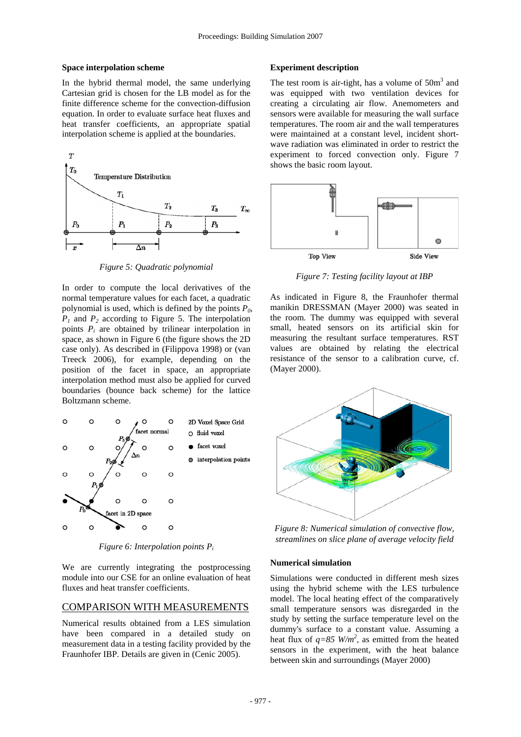### Space interpolation scheme

In the hybrid thermal model, the same underlying Cartesian grid is chosen for the LB model as for the finite difference scheme for the convection-diffusion equation. In order to evaluate surface heat fluxes and heat transfer coefficients, an appropriate spatial interpolation scheme is applied at the boundaries.

*Figure 5: Quadratic polynomial*

In order to compute the local derivatives of the normal temperature values for each facet, a quadratic polynomial is used, which is defined by the points $P_0$, $P_1$ and $P_2$ according to Figure 5. The interpolation points $P_i$ are obtained by trilinear interpolation in space, as shown in Figure 6 (the figure shows the 2D case only). As described in (Filippova 1998) or (van Treeck 2006), for example, depending on the position of the facet in space, an appropriate interpolation method must also be applied for curved boundaries (bounce back scheme) for the lattice Boltzmann scheme.

*Figure 6: Interpolation points $P_i$*

We are currently integrating the postprocessing module into our CSE for an online evaluation of heat fluxes and heat transfer coefficients.

## COMPARISON WITH MEASUREMENTS

Numerical results obtained from a LES simulation have been compared in a detailed study on measurement data in a testing facility provided by the Fraunhofer IBP. Details are given in (Cenic 2005).

### Experiment description

The test room is air-tight, has a volume of 50m$^3$ and was equipped with two ventilation devices for creating a circulating air flow. Anemometers and sensors were available for measuring the wall surface temperatures. The room air and the wall temperatures were maintained at a constant level, incident short-wave radiation was eliminated in order to restrict the experiment to forced convection only. Figure 7 shows the basic room layout.

*Figure 7: Testing facility layout at IBP*

As indicated in Figure 8, the Fraunhofer thermal manikin DRESSMAN (Mayer 2000) was seated in the room. The dummy was equipped with several small, heated sensors on its artificial skin for measuring the resultant surface temperatures. RST values are obtained by relating the electrical resistance of the sensor to a calibration curve, cf. (Mayer 2000).

*Figure 8: Numerical simulation of convective flow, streamlines on slice plane of average velocity field*

### Numerical simulation

Simulations were conducted in different mesh sizes using the hybrid scheme with the LES turbulence model. The local heating effect of the comparatively small temperature sensors was disregarded in the study by setting the surface temperature level on the dummy's surface to a constant value. Assuming a heat flux of $q=85$ $W/m^2$, as emitted from the heated sensors in the experiment, with the heat balance between skin and surroundings (Mayer 2000)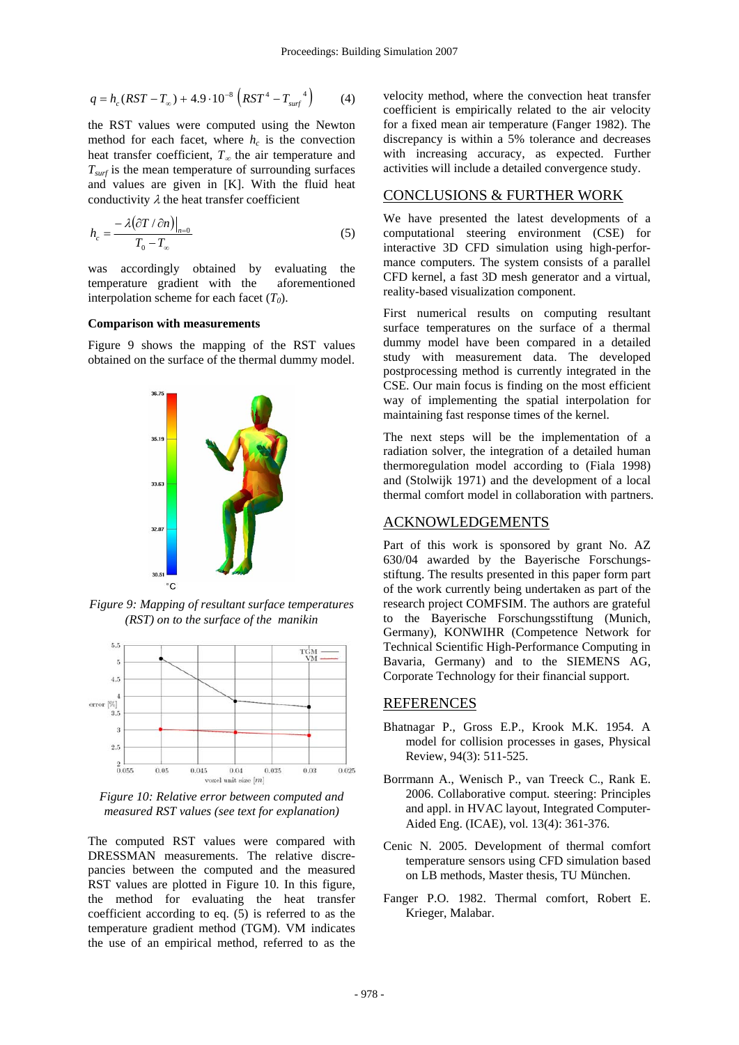$$q = h_c(RST - T_\infty) + 4.9 \cdot 10^{-8} \left(RST^4 - T_{surf}{}^4\right) \qquad (4)$$

the RST values were computed using the Newton method for each facet, where $h_c$ is the convection heat transfer coefficient, $T_\infty$ the air temperature and $T_{surf}$ is the mean temperature of surrounding surfaces and values are given in [K]. With the fluid heat conductivity $\lambda$ the heat transfer coefficient

$$h_c = \frac{-\lambda(\partial T / \partial n)\big|_{n=0}}{T_0 - T_\infty} \qquad (5)$$

was accordingly obtained by evaluating the temperature gradient with the aforementioned interpolation scheme for each facet ($T_0$).

**Comparison with measurements**

Figure 9 shows the mapping of the RST values obtained on the surface of the thermal dummy model.

*Figure 9: Mapping of resultant surface temperatures (RST) on to the surface of the manikin*

*Figure 10: Relative error between computed and measured RST values (see text for explanation)*

The computed RST values were compared with DRESSMAN measurements. The relative discrepancies between the computed and the measured RST values are plotted in Figure 10. In this figure, the method for evaluating the heat transfer coefficient according to eq. (5) is referred to as the temperature gradient method (TGM). VM indicates the use of an empirical method, referred to as the velocity method, where the convection heat transfer coefficient is empirically related to the air velocity for a fixed mean air temperature (Fanger 1982). The discrepancy is within a 5% tolerance and decreases with increasing accuracy, as expected. Further activities will include a detailed convergence study.

## CONCLUSIONS & FURTHER WORK

We have presented the latest developments of a computational steering environment (CSE) for interactive 3D CFD simulation using high-performance computers. The system consists of a parallel CFD kernel, a fast 3D mesh generator and a virtual, reality-based visualization component.

First numerical results on computing resultant surface temperatures on the surface of a thermal dummy model have been compared in a detailed study with measurement data. The developed postprocessing method is currently integrated in the CSE. Our main focus is finding on the most efficient way of implementing the spatial interpolation for maintaining fast response times of the kernel.

The next steps will be the implementation of a radiation solver, the integration of a detailed human thermoregulation model according to (Fiala 1998) and (Stolwijk 1971) and the development of a local thermal comfort model in collaboration with partners.

## ACKNOWLEDGEMENTS

Part of this work is sponsored by grant No. AZ 630/04 awarded by the Bayerische Forschungsstiftung. The results presented in this paper form part of the work currently being undertaken as part of the research project COMFSIM. The authors are grateful to the Bayerische Forschungsstiftung (Munich, Germany), KONWIHR (Competence Network for Technical Scientific High-Performance Computing in Bavaria, Germany) and to the SIEMENS AG, Corporate Technology for their financial support.

## REFERENCES

Bhatnagar P., Gross E.P., Krook M.K. 1954. A model for collision processes in gases, Physical Review, 94(3): 511-525.

Borrmann A., Wenisch P., van Treeck C., Rank E. 2006. Collaborative comput. steering: Principles and appl. in HVAC layout, Integrated Computer-Aided Eng. (ICAE), vol. 13(4): 361-376.

Cenic N. 2005. Development of thermal comfort temperature sensors using CFD simulation based on LB methods, Master thesis, TU München.

Fanger P.O. 1982. Thermal comfort, Robert E. Krieger, Malabar.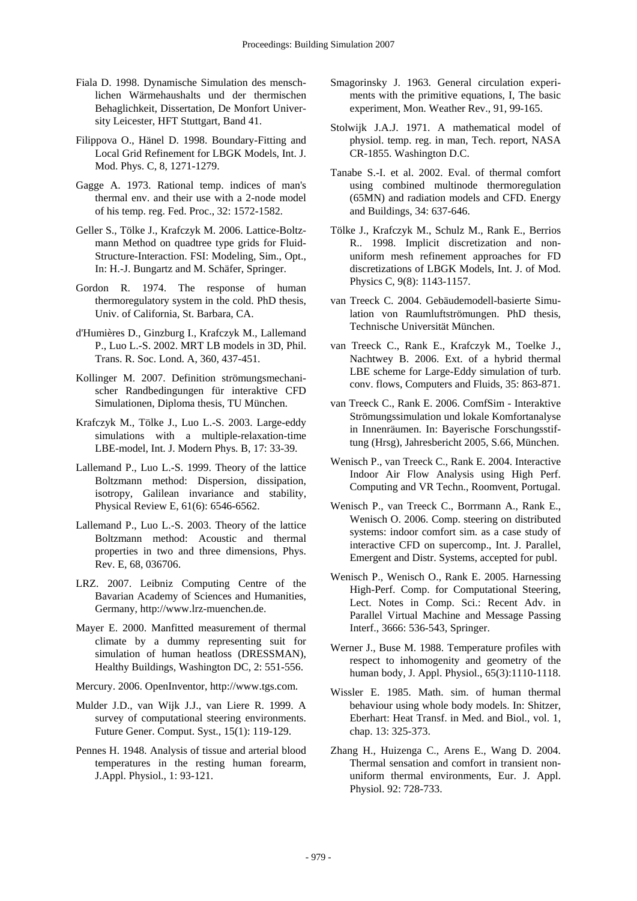Fiala D. 1998. Dynamische Simulation des menschlichen Wärmehaushalts und der thermischen Behaglichkeit, Dissertation, De Monfort University Leicester, HFT Stuttgart, Band 41.

Filippova O., Hänel D. 1998. Boundary-Fitting and Local Grid Refinement for LBGK Models, Int. J. Mod. Phys. C, 8, 1271-1279.

Gagge A. 1973. Rational temp. indices of man's thermal env. and their use with a 2-node model of his temp. reg. Fed. Proc., 32: 1572-1582.

Geller S., Tölke J., Krafczyk M. 2006. Lattice-Boltzmann Method on quadtree type grids for Fluid-Structure-Interaction. FSI: Modeling, Sim., Opt., In: H.-J. Bungartz and M. Schäfer, Springer.

Gordon R. 1974. The response of human thermoregulatory system in the cold. PhD thesis, Univ. of California, St. Barbara, CA.

d'Humières D., Ginzburg I., Krafczyk M., Lallemand P., Luo L.-S. 2002. MRT LB models in 3D, Phil. Trans. R. Soc. Lond. A, 360, 437-451.

Kollinger M. 2007. Definition strömungsmechanischer Randbedingungen für interaktive CFD Simulationen, Diploma thesis, TU München.

Krafczyk M., Tölke J., Luo L.-S. 2003. Large-eddy simulations with a multiple-relaxation-time LBE-model, Int. J. Modern Phys. B, 17: 33-39.

Lallemand P., Luo L.-S. 1999. Theory of the lattice Boltzmann method: Dispersion, dissipation, isotropy, Galilean invariance and stability, Physical Review E, 61(6): 6546-6562.

Lallemand P., Luo L.-S. 2003. Theory of the lattice Boltzmann method: Acoustic and thermal properties in two and three dimensions, Phys. Rev. E, 68, 036706.

LRZ. 2007. Leibniz Computing Centre of the Bavarian Academy of Sciences and Humanities, Germany, http://www.lrz-muenchen.de.

Mayer E. 2000. Manfitted measurement of thermal climate by a dummy representing suit for simulation of human heatloss (DRESSMAN), Healthy Buildings, Washington DC, 2: 551-556.

Mercury. 2006. OpenInventor, http://www.tgs.com.

Mulder J.D., van Wijk J.J., van Liere R. 1999. A survey of computational steering environments. Future Gener. Comput. Syst., 15(1): 119-129.

Pennes H. 1948. Analysis of tissue and arterial blood temperatures in the resting human forearm, J.Appl. Physiol., 1: 93-121.

Smagorinsky J. 1963. General circulation experiments with the primitive equations, I, The basic experiment, Mon. Weather Rev., 91, 99-165.

Stolwijk J.A.J. 1971. A mathematical model of physiol. temp. reg. in man, Tech. report, NASA CR-1855. Washington D.C.

Tanabe S.-I. et al. 2002. Eval. of thermal comfort using combined multinode thermoregulation (65MN) and radiation models and CFD. Energy and Buildings, 34: 637-646.

Tölke J., Krafczyk M., Schulz M., Rank E., Berrios R.. 1998. Implicit discretization and non-uniform mesh refinement approaches for FD discretizations of LBGK Models, Int. J. of Mod. Physics C, 9(8): 1143-1157.

van Treeck C. 2004. Gebäudemodell-basierte Simulation von Raumluftströmungen. PhD thesis, Technische Universität München.

van Treeck C., Rank E., Krafczyk M., Toelke J., Nachtwey B. 2006. Ext. of a hybrid thermal LBE scheme for Large-Eddy simulation of turb. conv. flows, Computers and Fluids, 35: 863-871.

van Treeck C., Rank E. 2006. ComfSim - Interaktive Strömungssimulation und lokale Komfortanalyse in Innenräumen. In: Bayerische Forschungsstiftung (Hrsg), Jahresbericht 2005, S.66, München.

Wenisch P., van Treeck C., Rank E. 2004. Interactive Indoor Air Flow Analysis using High Perf. Computing and VR Techn., Roomvent, Portugal.

Wenisch P., van Treeck C., Borrmann A., Rank E., Wenisch O. 2006. Comp. steering on distributed systems: indoor comfort sim. as a case study of interactive CFD on supercomp., Int. J. Parallel, Emergent and Distr. Systems, accepted for publ.

Wenisch P., Wenisch O., Rank E. 2005. Harnessing High-Perf. Comp. for Computational Steering, Lect. Notes in Comp. Sci.: Recent Adv. in Parallel Virtual Machine and Message Passing Interf., 3666: 536-543, Springer.

Werner J., Buse M. 1988. Temperature profiles with respect to inhomogenity and geometry of the human body, J. Appl. Physiol., 65(3):1110-1118.

Wissler E. 1985. Math. sim. of human thermal behaviour using whole body models. In: Shitzer, Eberhart: Heat Transf. in Med. and Biol., vol. 1, chap. 13: 325-373.

Zhang H., Huizenga C., Arens E., Wang D. 2004. Thermal sensation and comfort in transient non-uniform thermal environments, Eur. J. Appl. Physiol. 92: 728-733.